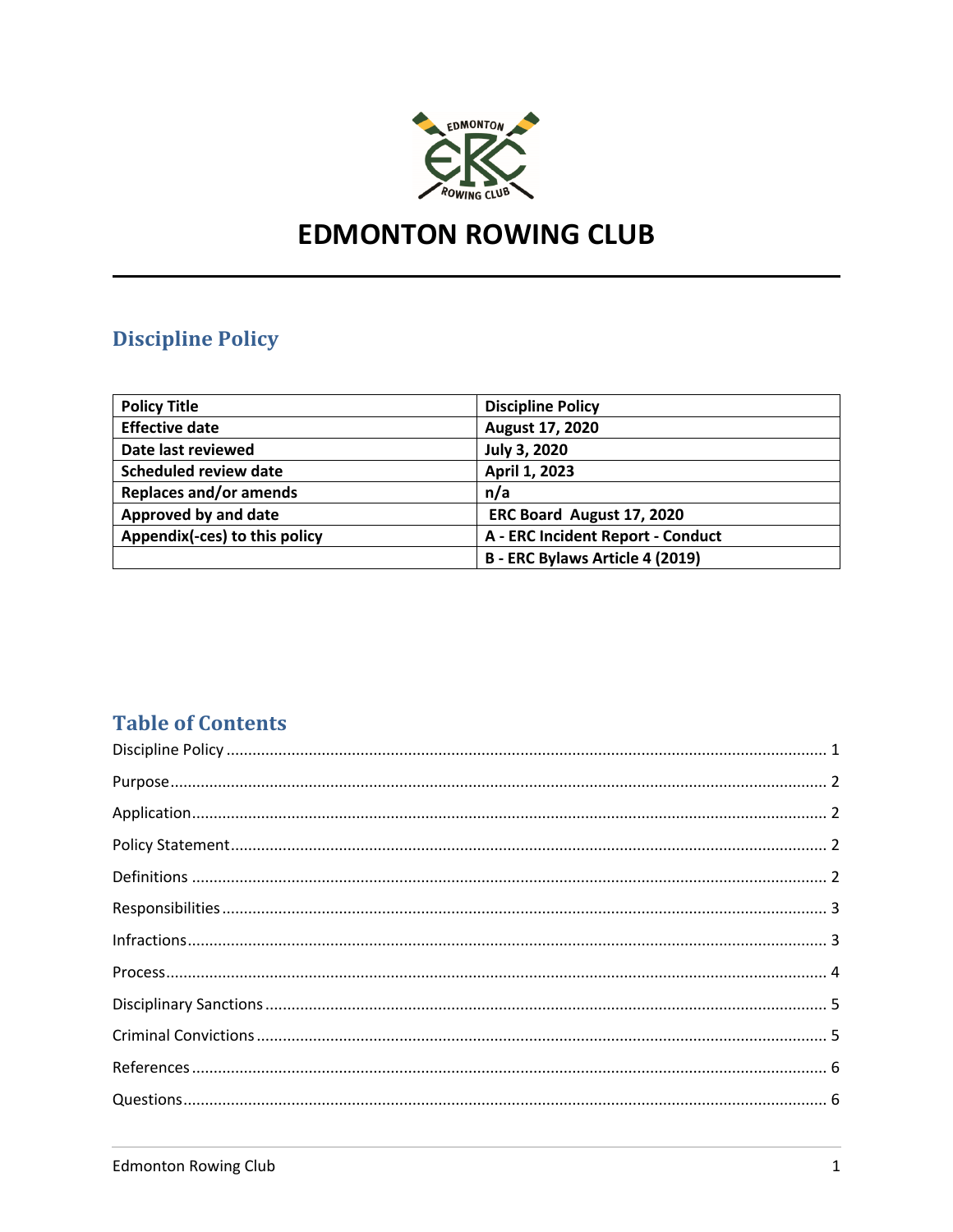# EDMONTON ROWING CLUB

## Discipline Policy

| Policy Title | Discipline Policy |
|---|---|
| Effective date | August 17, 2020 |
| Date last reviewed | July 3, 2020 |
| Scheduled review date | April 1, 2023 |
| Replaces and/or amends | n/a |
| Approved by and date | ERC Board August 17, 2020 |
| Appendix(-ces) to this policy | A - ERC Incident Report - Conduct |
| | B - ERC Bylaws Article 4 (2019) |

## Table of Contents

Discipline Policy ........ 1

Purpose ........ 2

Application ........ 2

Policy Statement ........ 2

Definitions ........ 2

Responsibilities ........ 3

Infractions ........ 3

Process ........ 4

Disciplinary Sanctions ........ 5

Criminal Convictions ........ 5

References ........ 6

Questions ........ 6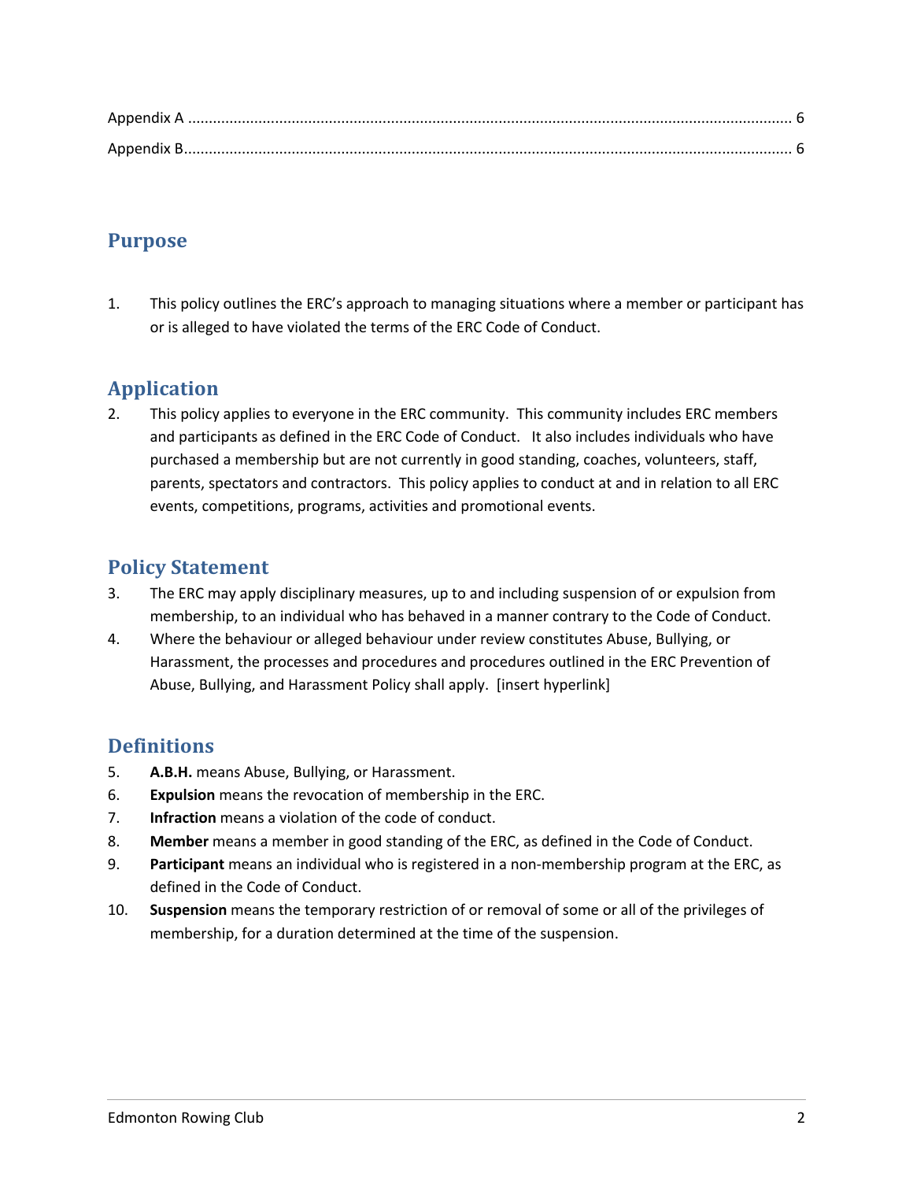Appendix A ................................................................................................................................................ 6
Appendix B................................................................................................................................................. 6

## Purpose

1. This policy outlines the ERC's approach to managing situations where a member or participant has or is alleged to have violated the terms of the ERC Code of Conduct.

## Application

2. This policy applies to everyone in the ERC community. This community includes ERC members and participants as defined in the ERC Code of Conduct. It also includes individuals who have purchased a membership but are not currently in good standing, coaches, volunteers, staff, parents, spectators and contractors. This policy applies to conduct at and in relation to all ERC events, competitions, programs, activities and promotional events.

## Policy Statement

3. The ERC may apply disciplinary measures, up to and including suspension of or expulsion from membership, to an individual who has behaved in a manner contrary to the Code of Conduct.
4. Where the behaviour or alleged behaviour under review constitutes Abuse, Bullying, or Harassment, the processes and procedures and procedures outlined in the ERC Prevention of Abuse, Bullying, and Harassment Policy shall apply. [insert hyperlink]

## Definitions

5. **A.B.H.** means Abuse, Bullying, or Harassment.
6. **Expulsion** means the revocation of membership in the ERC.
7. **Infraction** means a violation of the code of conduct.
8. **Member** means a member in good standing of the ERC, as defined in the Code of Conduct.
9. **Participant** means an individual who is registered in a non-membership program at the ERC, as defined in the Code of Conduct.
10. **Suspension** means the temporary restriction of or removal of some or all of the privileges of membership, for a duration determined at the time of the suspension.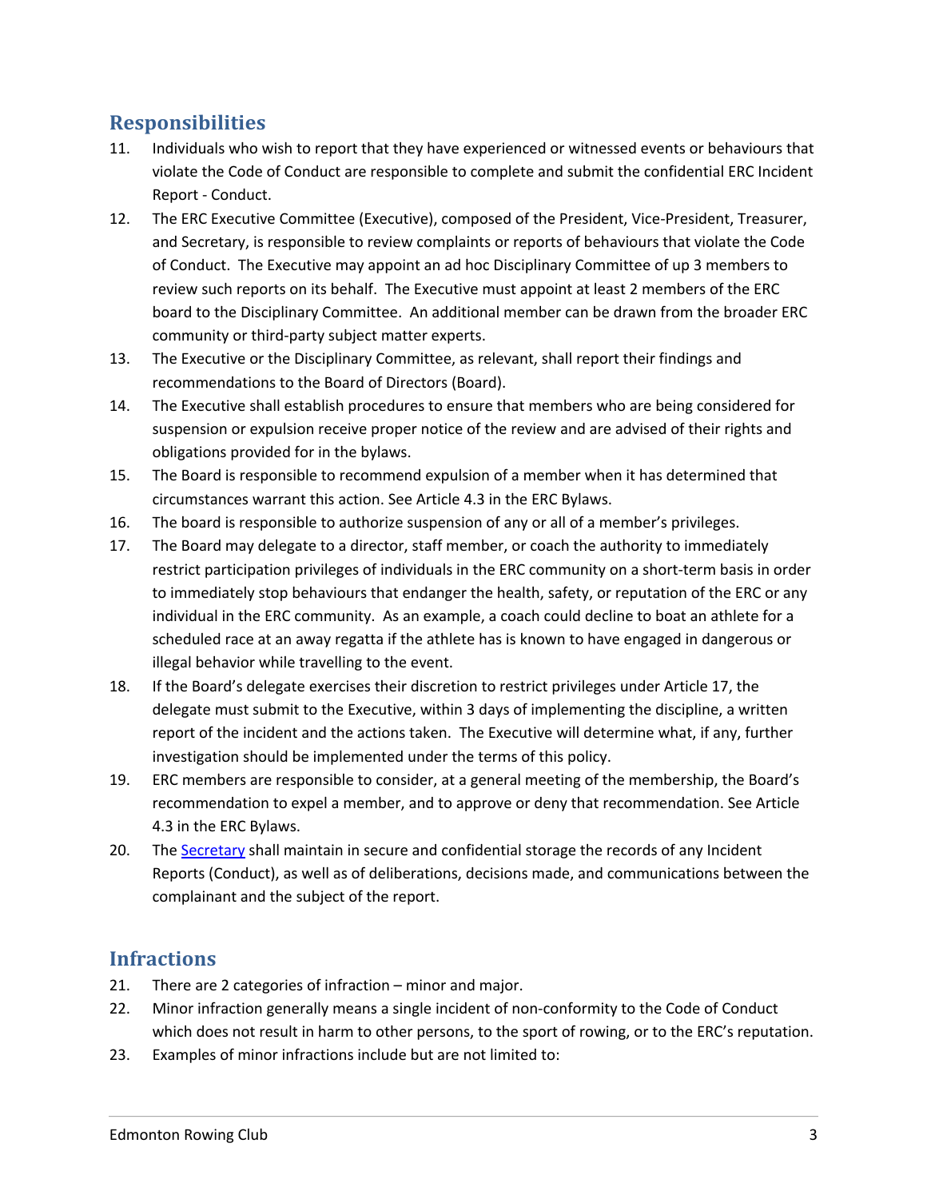## Responsibilities

11. Individuals who wish to report that they have experienced or witnessed events or behaviours that violate the Code of Conduct are responsible to complete and submit the confidential ERC Incident Report - Conduct.
12. The ERC Executive Committee (Executive), composed of the President, Vice-President, Treasurer, and Secretary, is responsible to review complaints or reports of behaviours that violate the Code of Conduct. The Executive may appoint an ad hoc Disciplinary Committee of up 3 members to review such reports on its behalf. The Executive must appoint at least 2 members of the ERC board to the Disciplinary Committee. An additional member can be drawn from the broader ERC community or third-party subject matter experts.
13. The Executive or the Disciplinary Committee, as relevant, shall report their findings and recommendations to the Board of Directors (Board).
14. The Executive shall establish procedures to ensure that members who are being considered for suspension or expulsion receive proper notice of the review and are advised of their rights and obligations provided for in the bylaws.
15. The Board is responsible to recommend expulsion of a member when it has determined that circumstances warrant this action. See Article 4.3 in the ERC Bylaws.
16. The board is responsible to authorize suspension of any or all of a member's privileges.
17. The Board may delegate to a director, staff member, or coach the authority to immediately restrict participation privileges of individuals in the ERC community on a short-term basis in order to immediately stop behaviours that endanger the health, safety, or reputation of the ERC or any individual in the ERC community. As an example, a coach could decline to boat an athlete for a scheduled race at an away regatta if the athlete has is known to have engaged in dangerous or illegal behavior while travelling to the event.
18. If the Board's delegate exercises their discretion to restrict privileges under Article 17, the delegate must submit to the Executive, within 3 days of implementing the discipline, a written report of the incident and the actions taken. The Executive will determine what, if any, further investigation should be implemented under the terms of this policy.
19. ERC members are responsible to consider, at a general meeting of the membership, the Board's recommendation to expel a member, and to approve or deny that recommendation. See Article 4.3 in the ERC Bylaws.
20. The Secretary shall maintain in secure and confidential storage the records of any Incident Reports (Conduct), as well as of deliberations, decisions made, and communications between the complainant and the subject of the report.

## Infractions

21. There are 2 categories of infraction – minor and major.
22. Minor infraction generally means a single incident of non-conformity to the Code of Conduct which does not result in harm to other persons, to the sport of rowing, or to the ERC's reputation.
23. Examples of minor infractions include but are not limited to: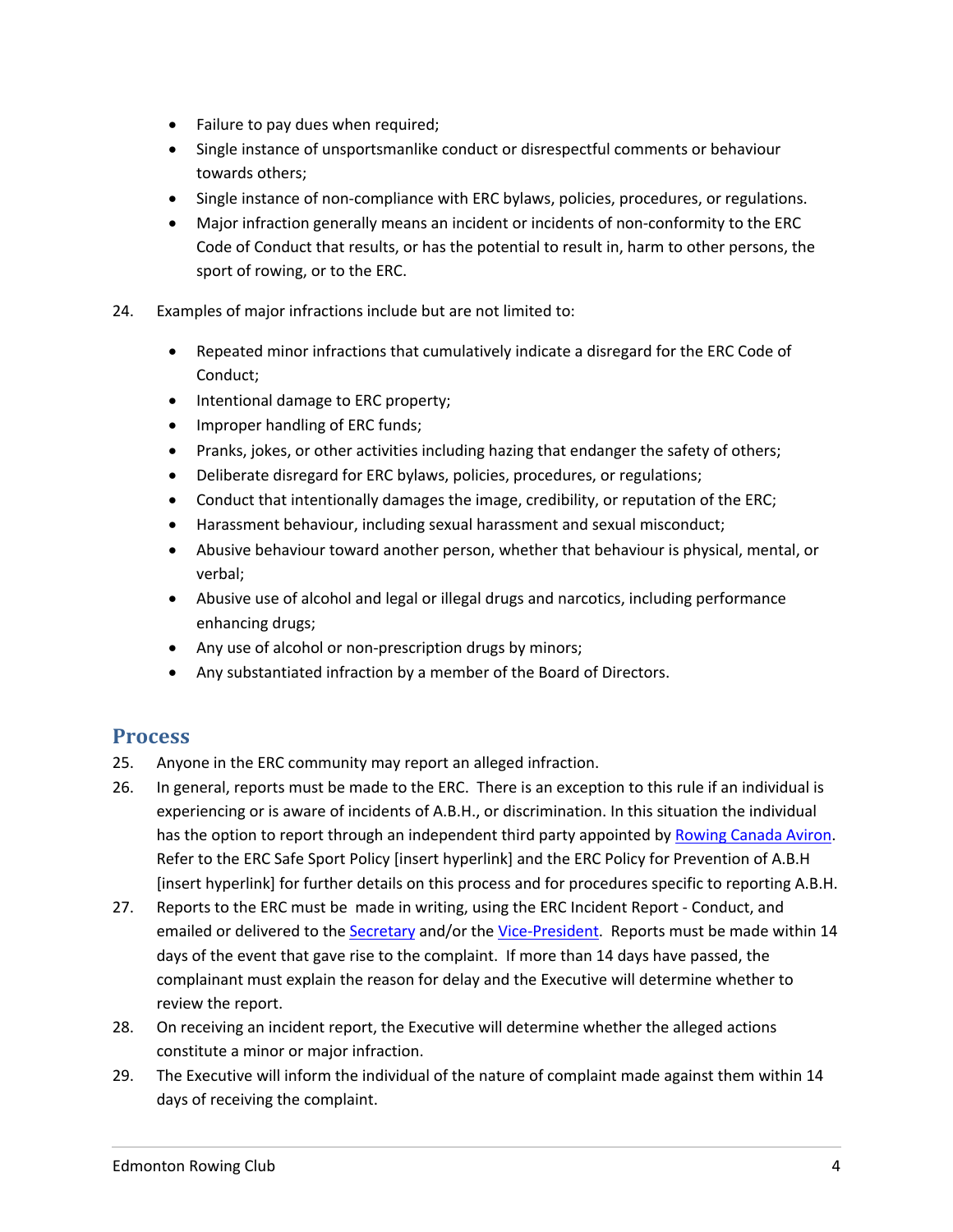- Failure to pay dues when required;
- Single instance of unsportsmanlike conduct or disrespectful comments or behaviour towards others;
- Single instance of non-compliance with ERC bylaws, policies, procedures, or regulations.
- Major infraction generally means an incident or incidents of non-conformity to the ERC Code of Conduct that results, or has the potential to result in, harm to other persons, the sport of rowing, or to the ERC.

24. Examples of major infractions include but are not limited to:

    - Repeated minor infractions that cumulatively indicate a disregard for the ERC Code of Conduct;
    - Intentional damage to ERC property;
    - Improper handling of ERC funds;
    - Pranks, jokes, or other activities including hazing that endanger the safety of others;
    - Deliberate disregard for ERC bylaws, policies, procedures, or regulations;
    - Conduct that intentionally damages the image, credibility, or reputation of the ERC;
    - Harassment behaviour, including sexual harassment and sexual misconduct;
    - Abusive behaviour toward another person, whether that behaviour is physical, mental, or verbal;
    - Abusive use of alcohol and legal or illegal drugs and narcotics, including performance enhancing drugs;
    - Any use of alcohol or non-prescription drugs by minors;
    - Any substantiated infraction by a member of the Board of Directors.

## Process

25. Anyone in the ERC community may report an alleged infraction.
26. In general, reports must be made to the ERC. There is an exception to this rule if an individual is experiencing or is aware of incidents of A.B.H., or discrimination. In this situation the individual has the option to report through an independent third party appointed by Rowing Canada Aviron. Refer to the ERC Safe Sport Policy [insert hyperlink] and the ERC Policy for Prevention of A.B.H [insert hyperlink] for further details on this process and for procedures specific to reporting A.B.H.
27. Reports to the ERC must be made in writing, using the ERC Incident Report - Conduct, and emailed or delivered to the Secretary and/or the Vice-President. Reports must be made within 14 days of the event that gave rise to the complaint. If more than 14 days have passed, the complainant must explain the reason for delay and the Executive will determine whether to review the report.
28. On receiving an incident report, the Executive will determine whether the alleged actions constitute a minor or major infraction.
29. The Executive will inform the individual of the nature of complaint made against them within 14 days of receiving the complaint.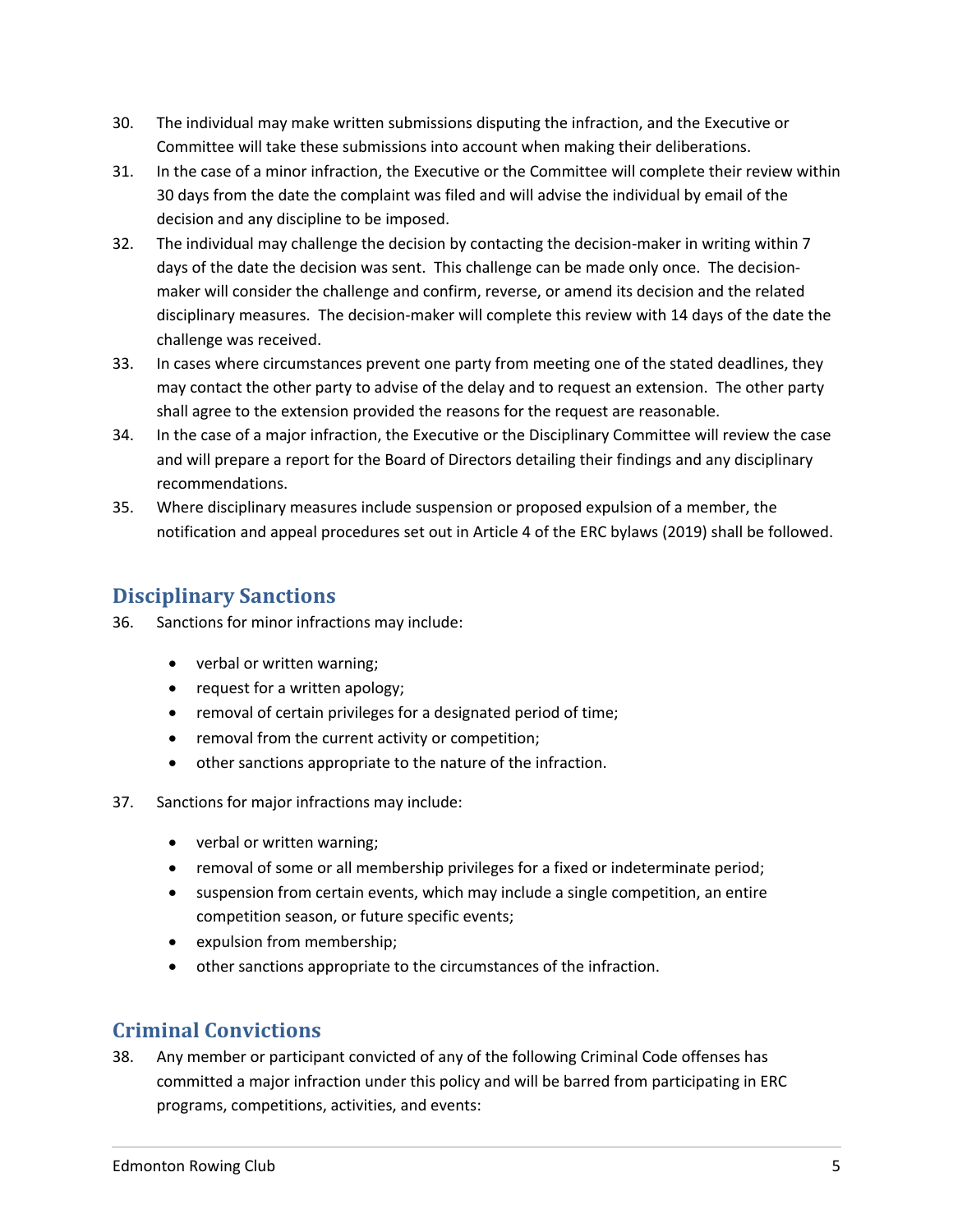30. The individual may make written submissions disputing the infraction, and the Executive or Committee will take these submissions into account when making their deliberations.
31. In the case of a minor infraction, the Executive or the Committee will complete their review within 30 days from the date the complaint was filed and will advise the individual by email of the decision and any discipline to be imposed.
32. The individual may challenge the decision by contacting the decision-maker in writing within 7 days of the date the decision was sent. This challenge can be made only once. The decision-maker will consider the challenge and confirm, reverse, or amend its decision and the related disciplinary measures. The decision-maker will complete this review with 14 days of the date the challenge was received.
33. In cases where circumstances prevent one party from meeting one of the stated deadlines, they may contact the other party to advise of the delay and to request an extension. The other party shall agree to the extension provided the reasons for the request are reasonable.
34. In the case of a major infraction, the Executive or the Disciplinary Committee will review the case and will prepare a report for the Board of Directors detailing their findings and any disciplinary recommendations.
35. Where disciplinary measures include suspension or proposed expulsion of a member, the notification and appeal procedures set out in Article 4 of the ERC bylaws (2019) shall be followed.

## Disciplinary Sanctions

36. Sanctions for minor infractions may include:

    - verbal or written warning;
    - request for a written apology;
    - removal of certain privileges for a designated period of time;
    - removal from the current activity or competition;
    - other sanctions appropriate to the nature of the infraction.

37. Sanctions for major infractions may include:

    - verbal or written warning;
    - removal of some or all membership privileges for a fixed or indeterminate period;
    - suspension from certain events, which may include a single competition, an entire competition season, or future specific events;
    - expulsion from membership;
    - other sanctions appropriate to the circumstances of the infraction.

## Criminal Convictions

38. Any member or participant convicted of any of the following Criminal Code offenses has committed a major infraction under this policy and will be barred from participating in ERC programs, competitions, activities, and events: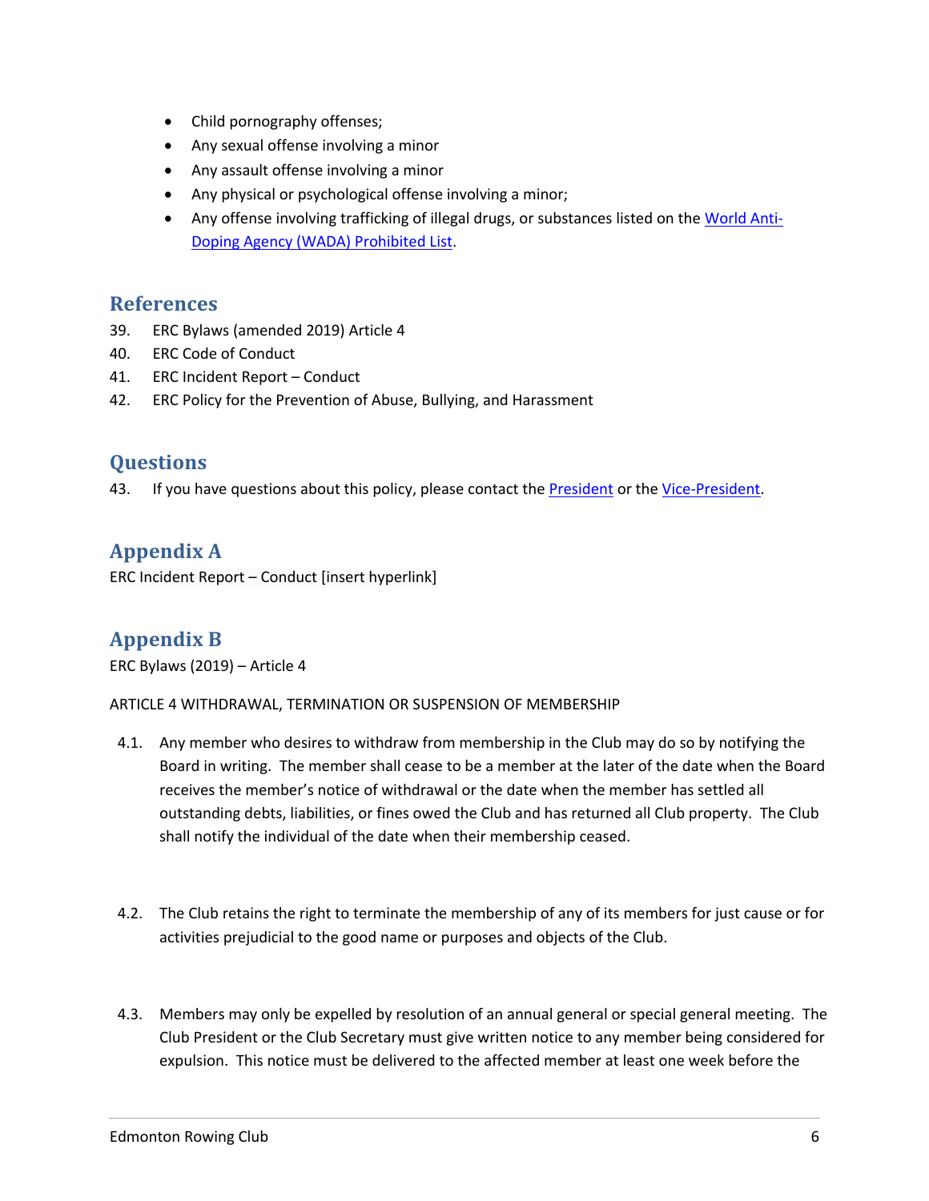- Child pornography offenses;
- Any sexual offense involving a minor
- Any assault offense involving a minor
- Any physical or psychological offense involving a minor;
- Any offense involving trafficking of illegal drugs, or substances listed on the World Anti-Doping Agency (WADA) Prohibited List.

## References

39. ERC Bylaws (amended 2019) Article 4
40. ERC Code of Conduct
41. ERC Incident Report – Conduct
42. ERC Policy for the Prevention of Abuse, Bullying, and Harassment

## Questions

43. If you have questions about this policy, please contact the President or the Vice-President.

## Appendix A

ERC Incident Report – Conduct [insert hyperlink]

## Appendix B

ERC Bylaws (2019) – Article 4

ARTICLE 4 WITHDRAWAL, TERMINATION OR SUSPENSION OF MEMBERSHIP

4.1. Any member who desires to withdraw from membership in the Club may do so by notifying the Board in writing. The member shall cease to be a member at the later of the date when the Board receives the member's notice of withdrawal or the date when the member has settled all outstanding debts, liabilities, or fines owed the Club and has returned all Club property. The Club shall notify the individual of the date when their membership ceased.

4.2. The Club retains the right to terminate the membership of any of its members for just cause or for activities prejudicial to the good name or purposes and objects of the Club.

4.3. Members may only be expelled by resolution of an annual general or special general meeting. The Club President or the Club Secretary must give written notice to any member being considered for expulsion. This notice must be delivered to the affected member at least one week before the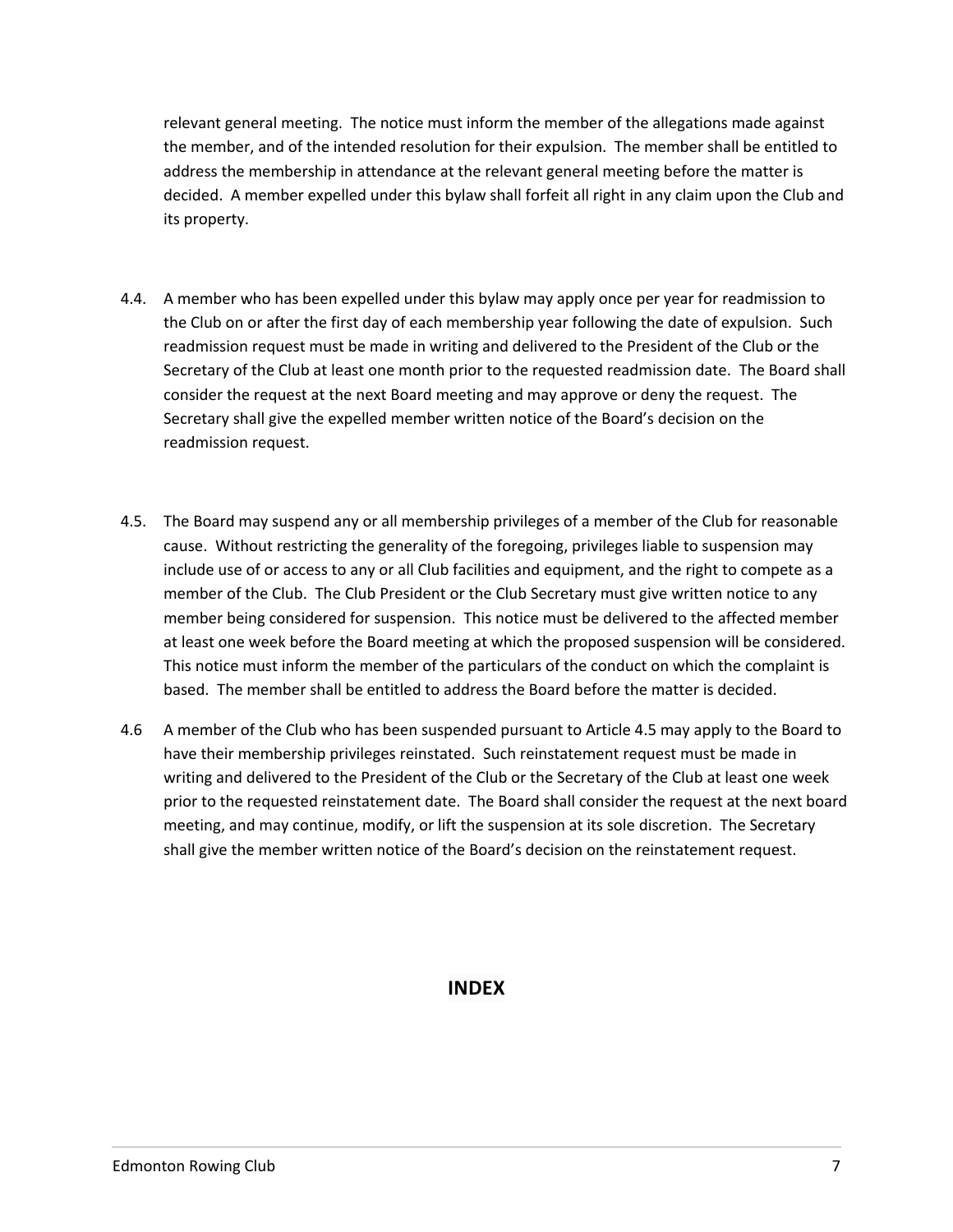relevant general meeting. The notice must inform the member of the allegations made against the member, and of the intended resolution for their expulsion. The member shall be entitled to address the membership in attendance at the relevant general meeting before the matter is decided. A member expelled under this bylaw shall forfeit all right in any claim upon the Club and its property.

4.4. A member who has been expelled under this bylaw may apply once per year for readmission to the Club on or after the first day of each membership year following the date of expulsion. Such readmission request must be made in writing and delivered to the President of the Club or the Secretary of the Club at least one month prior to the requested readmission date. The Board shall consider the request at the next Board meeting and may approve or deny the request. The Secretary shall give the expelled member written notice of the Board's decision on the readmission request.

4.5. The Board may suspend any or all membership privileges of a member of the Club for reasonable cause. Without restricting the generality of the foregoing, privileges liable to suspension may include use of or access to any or all Club facilities and equipment, and the right to compete as a member of the Club. The Club President or the Club Secretary must give written notice to any member being considered for suspension. This notice must be delivered to the affected member at least one week before the Board meeting at which the proposed suspension will be considered. This notice must inform the member of the particulars of the conduct on which the complaint is based. The member shall be entitled to address the Board before the matter is decided.

4.6 A member of the Club who has been suspended pursuant to Article 4.5 may apply to the Board to have their membership privileges reinstated. Such reinstatement request must be made in writing and delivered to the President of the Club or the Secretary of the Club at least one week prior to the requested reinstatement date. The Board shall consider the request at the next board meeting, and may continue, modify, or lift the suspension at its sole discretion. The Secretary shall give the member written notice of the Board's decision on the reinstatement request.

## INDEX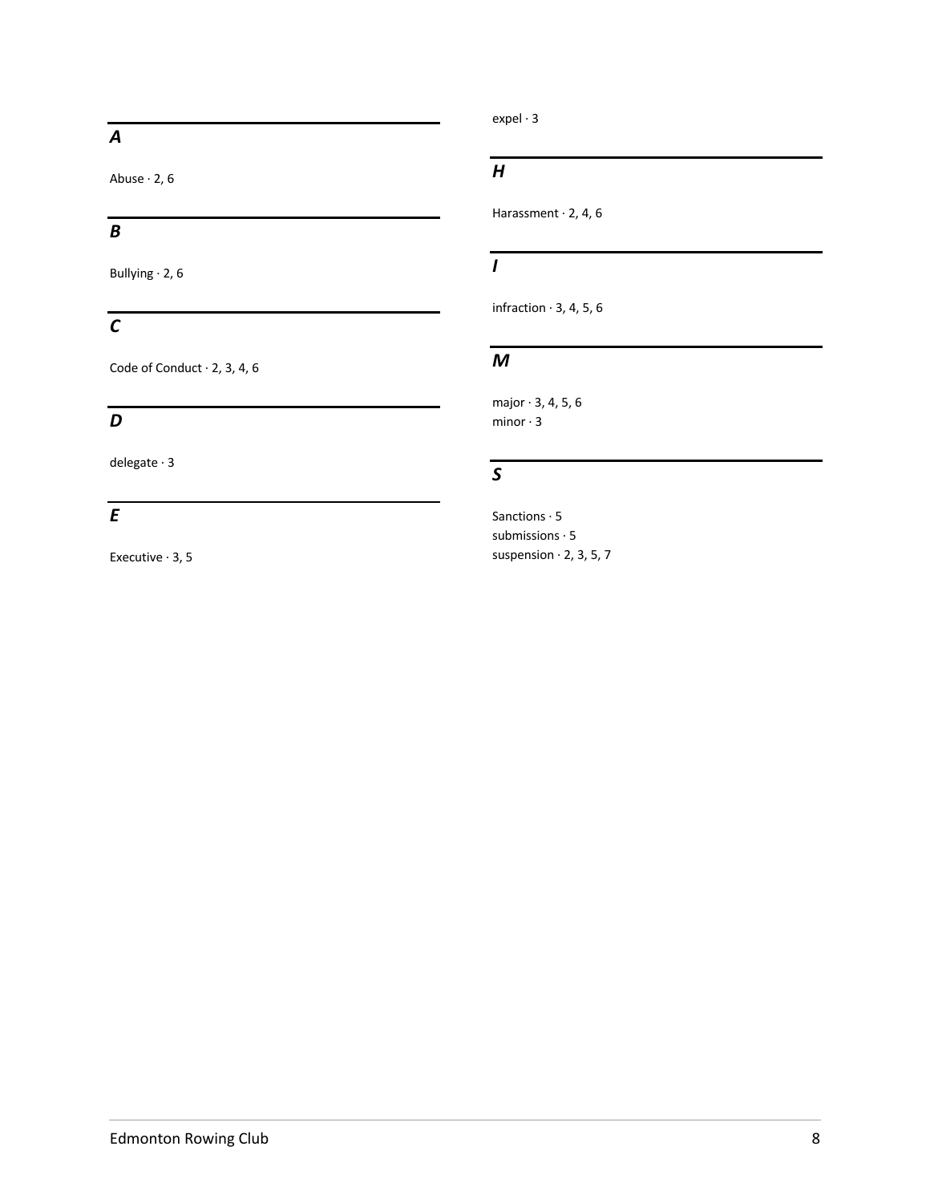### *A*

Abuse · 2, 6

### *B*

Bullying · 2, 6

### *C*

Code of Conduct · 2, 3, 4, 6

### *D*

delegate · 3

### *E*

Executive · 3, 5
expel · 3

### *H*

Harassment · 2, 4, 6

### *I*

infraction · 3, 4, 5, 6

### *M*

major · 3, 4, 5, 6
minor · 3

### *S*

Sanctions · 5
submissions · 5
suspension · 2, 3, 5, 7